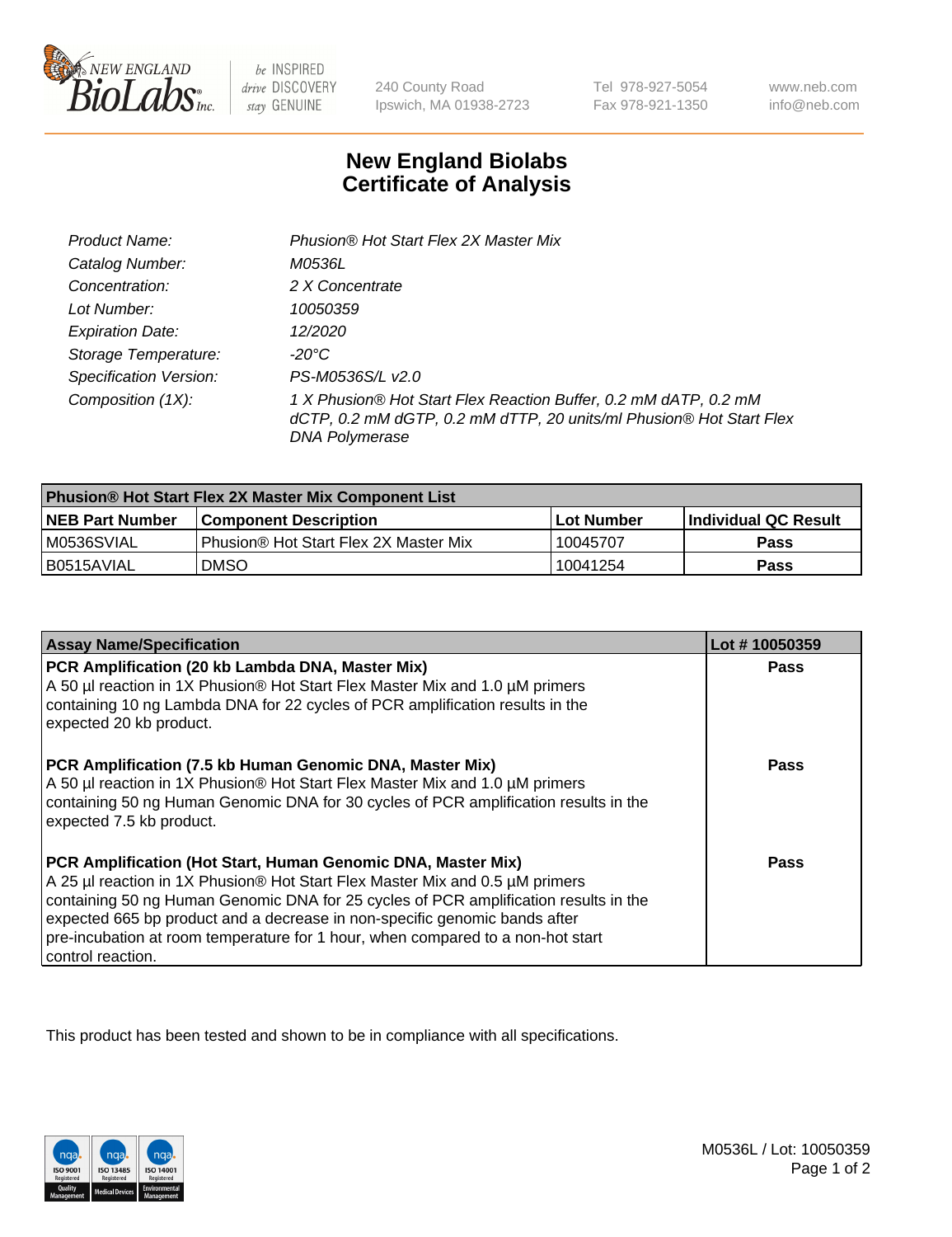NEW ENGLAND BioLabs Inc. — be INSPIRED drive DISCOVERY stay GENUINE

240 County Road
Ipswich, MA 01938-2723

Tel 978-927-5054
Fax 978-921-1350

www.neb.com
info@neb.com

# New England Biolabs
# Certificate of Analysis

| | |
|---|---|
| *Product Name:* | *Phusion® Hot Start Flex 2X Master Mix* |
| *Catalog Number:* | *M0536L* |
| *Concentration:* | *2 X Concentrate* |
| *Lot Number:* | *10050359* |
| *Expiration Date:* | *12/2020* |
| *Storage Temperature:* | *-20°C* |
| *Specification Version:* | *PS-M0536S/L v2.0* |
| *Composition (1X):* | *1 X Phusion® Hot Start Flex Reaction Buffer, 0.2 mM dATP, 0.2 mM dCTP, 0.2 mM dGTP, 0.2 mM dTTP, 20 units/ml Phusion® Hot Start Flex DNA Polymerase* |

| **Phusion® Hot Start Flex 2X Master Mix Component List** | | | |
|---|---|---|---|
| **NEB Part Number** | **Component Description** | **Lot Number** | **Individual QC Result** |
| M0536SVIAL | Phusion® Hot Start Flex 2X Master Mix | 10045707 | **Pass** |
| B0515AVIAL | DMSO | 10041254 | **Pass** |

| **Assay Name/Specification** | **Lot # 10050359** |
|---|---|
| **PCR Amplification (20 kb Lambda DNA, Master Mix)** A 50 µl reaction in 1X Phusion® Hot Start Flex Master Mix and 1.0 µM primers containing 10 ng Lambda DNA for 22 cycles of PCR amplification results in the expected 20 kb product. | **Pass** |
| **PCR Amplification (7.5 kb Human Genomic DNA, Master Mix)** A 50 µl reaction in 1X Phusion® Hot Start Flex Master Mix and 1.0 µM primers containing 50 ng Human Genomic DNA for 30 cycles of PCR amplification results in the expected 7.5 kb product. | **Pass** |
| **PCR Amplification (Hot Start, Human Genomic DNA, Master Mix)** A 25 µl reaction in 1X Phusion® Hot Start Flex Master Mix and 0.5 µM primers containing 50 ng Human Genomic DNA for 25 cycles of PCR amplification results in the expected 665 bp product and a decrease in non-specific genomic bands after pre-incubation at room temperature for 1 hour, when compared to a non-hot start control reaction. | **Pass** |

This product has been tested and shown to be in compliance with all specifications.

M0536L / Lot: 10050359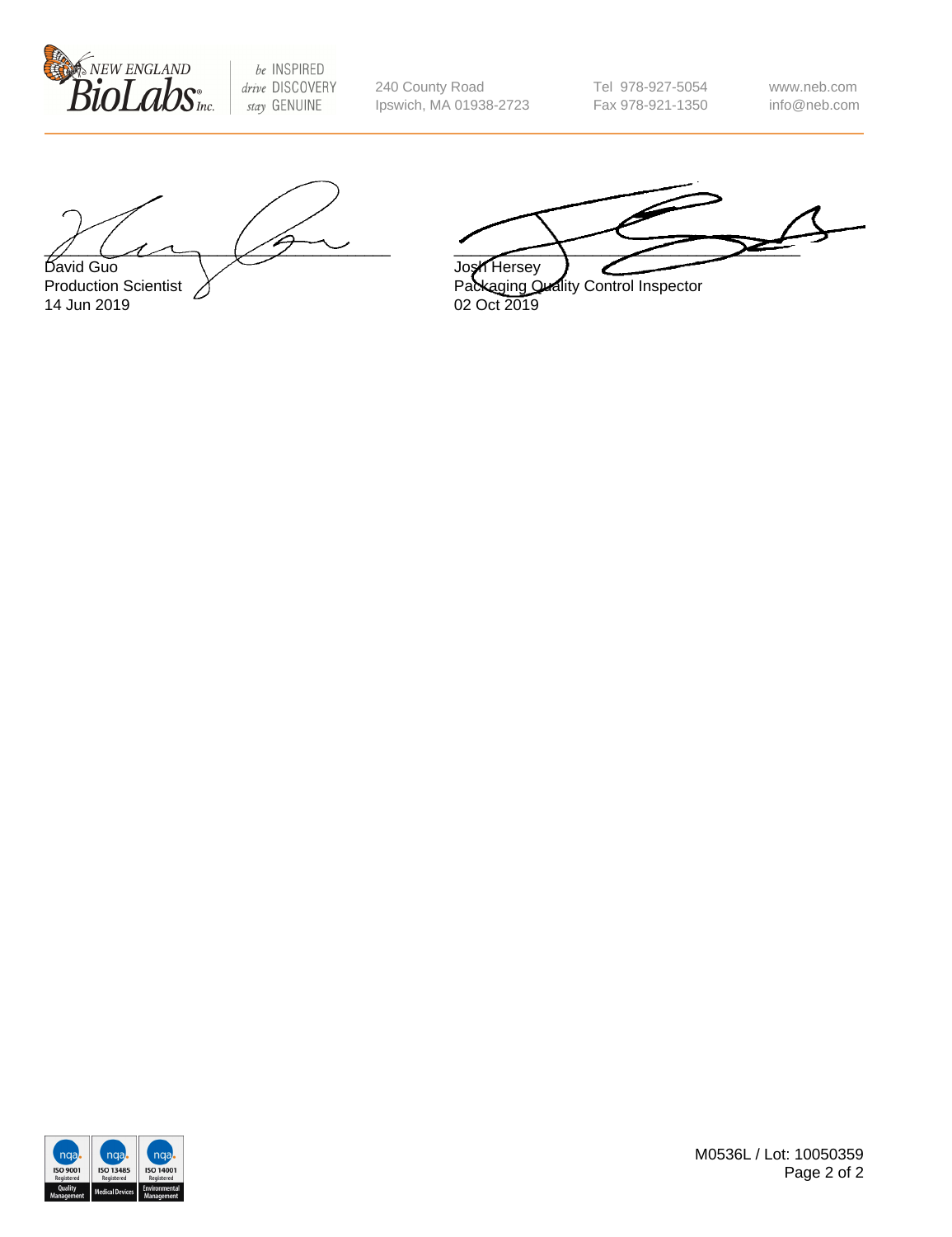NEW ENGLAND BioLabs Inc.

be INSPIRED
drive DISCOVERY
stay GENUINE

240 County Road
Ipswich, MA 01938-2723

Tel 978-927-5054
Fax 978-921-1350

www.neb.com
info@neb.com

David Guo
Production Scientist
14 Jun 2019

Josh Hersey
Packaging Quality Control Inspector
02 Oct 2019

nqa ISO 9001 Registered Quality Management | nqa ISO 13485 Registered Medical Devices | nqa ISO 14001 Registered Environmental Management

M0536L / Lot: 10050359